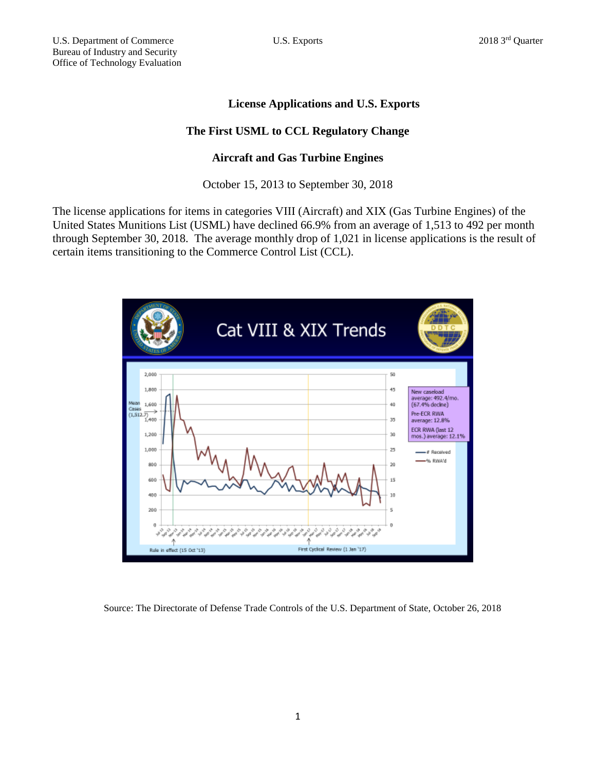## License Applications and U.S. Exports

## The First USML to CCL Regulatory Change

## Aircraft and Gas Turbine Engines

October 15, 2013 to September 30, 2018

The license applications for items in categories VIII (Aircraft) and XIX (Gas Turbine Engines) of the United States Munitions List (USML) have declined 66.9% from an average of 1,513 to 492 per month through September 30, 2018. The average monthly drop of 1,021 in license applications is the result of certain items transitioning to the Commerce Control List (CCL).

Source: The Directorate of Defense Trade Controls of the U.S. Department of State, October 26, 2018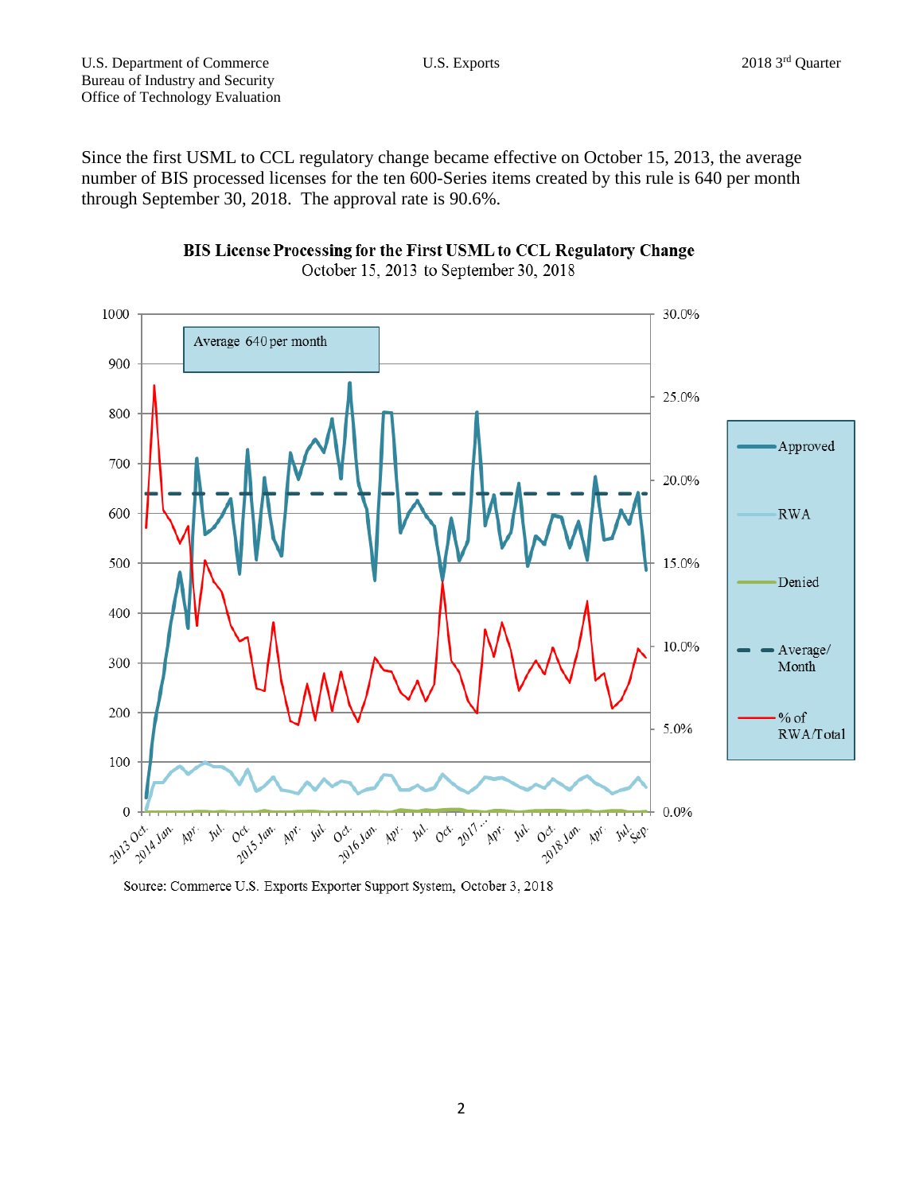Since the first USML to CCL regulatory change became effective on October 15, 2013, the average number of BIS processed licenses for the ten 600-Series items created by this rule is 640 per month through September 30, 2018. The approval rate is 90.6%.

**BIS License Processing for the First USML to CCL Regulatory Change**

October 15, 2013 to September 30, 2018

Average 640 per month

Legend: Approved, RWA, Denied, Average/ Month, % of RWA/Total

Source: Commerce U.S. Exports Exporter Support System, October 3, 2018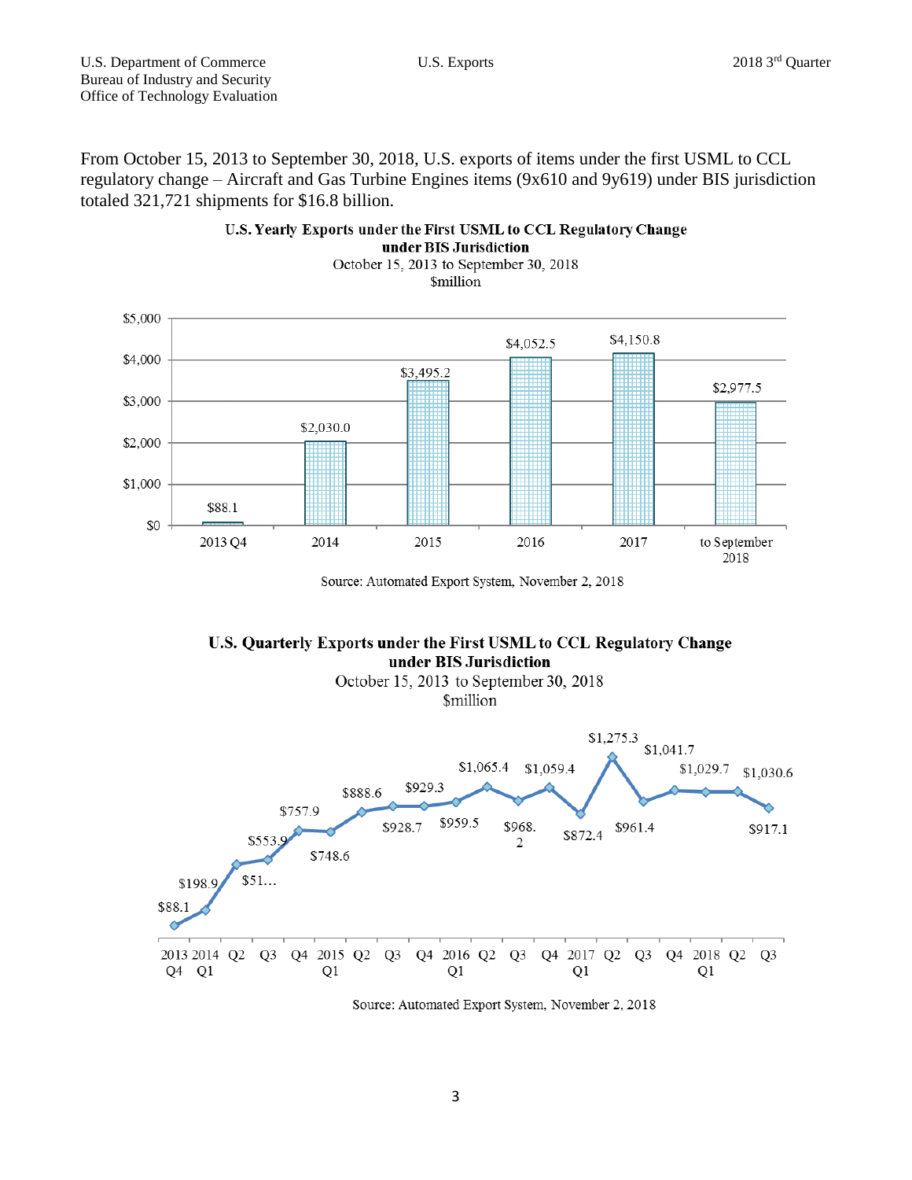From October 15, 2013 to September 30, 2018, U.S. exports of items under the first USML to CCL regulatory change – Aircraft and Gas Turbine Engines items (9x610 and 9y619) under BIS jurisdiction totaled 321,721 shipments for $16.8 billion.

**U.S. Yearly Exports under the First USML to CCL Regulatory Change under BIS Jurisdiction**
October 15, 2013 to September 30, 2018
$million

| Period | $million |
|---|---|
| 2013 Q4 | $88.1 |
| 2014 | $2,030.0 |
| 2015 | $3,495.2 |
| 2016 | $4,052.5 |
| 2017 | $4,150.8 |
| to September 2018 | $2,977.5 |

Source: Automated Export System, November 2, 2018

**U.S. Quarterly Exports under the First USML to CCL Regulatory Change under BIS Jurisdiction**
October 15, 2013 to September 30, 2018
$million

| Quarter | $million |
|---|---|
| 2013 Q4 | $88.1 |
| 2014 Q1 | $198.9 |
| Q2 | $51… |
| Q3 | $553.9 |
| Q4 | $757.9 |
| 2015 Q1 | $748.6 |
| Q2 | $888.6 |
| Q3 | $928.7 |
| Q4 | $929.3 |
| 2016 Q1 | $959.5 |
| Q2 | $1,065.4 |
| Q3 | $968.2 |
| Q4 | $1,059.4 |
| 2017 Q1 | $872.4 |
| Q2 | $1,275.3 |
| Q3 | $961.4 |
| Q4 | $1,041.7 |
| 2018 Q1 | $1,029.7 |
| Q2 | $1,030.6 |
| Q3 | $917.1 |

Source: Automated Export System, November 2, 2018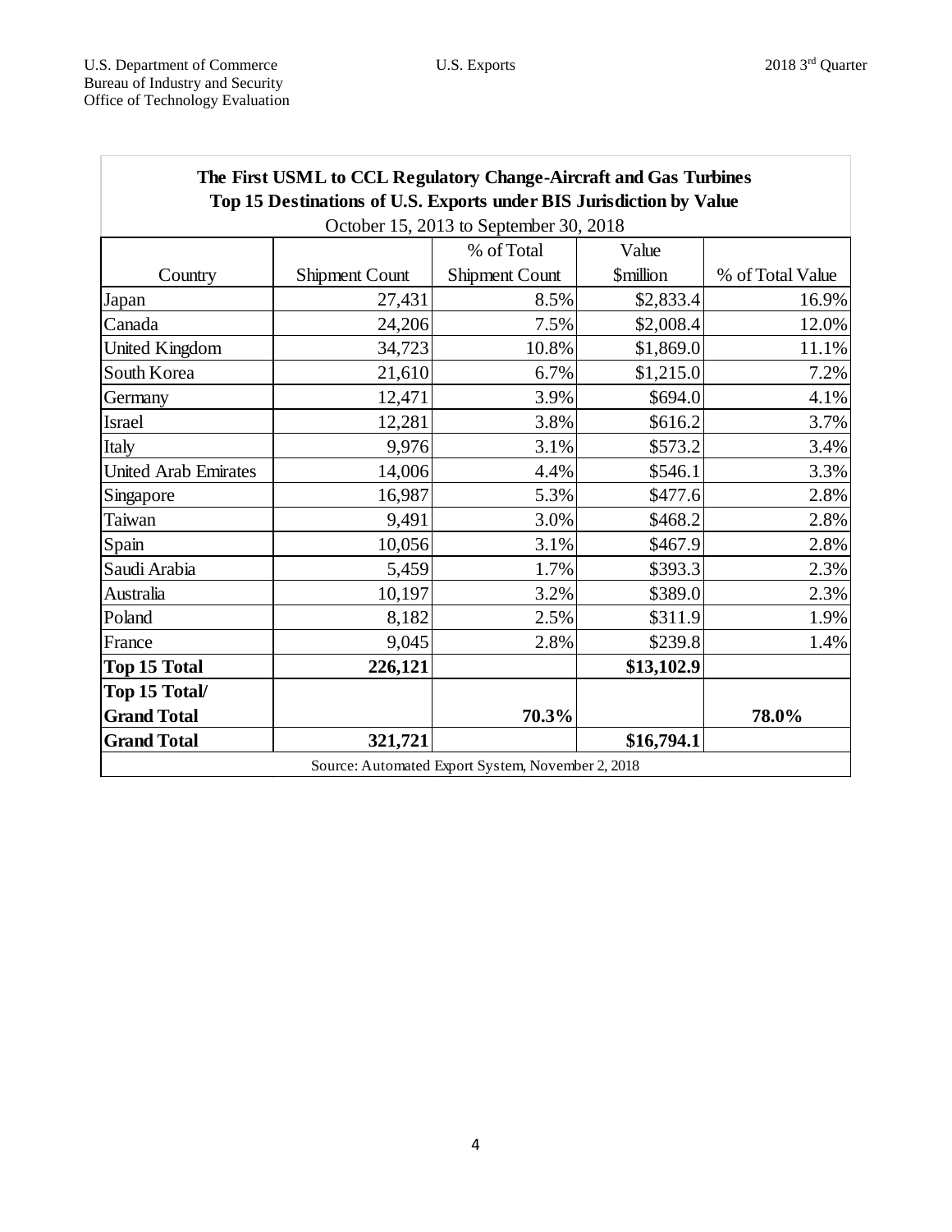U.S. Department of Commerce
Bureau of Industry and Security
Office of Technology Evaluation

U.S. Exports

2018 3rd Quarter

**The First USML to CCL Regulatory Change-Aircraft and Gas Turbines**
**Top 15 Destinations of U.S. Exports under BIS Jurisdiction by Value**
October 15, 2013 to September 30, 2018

| Country | Shipment Count | % of Total Shipment Count | Value $million | % of Total Value |
|---|---|---|---|---|
| Japan | 27,431 | 8.5% | $2,833.4 | 16.9% |
| Canada | 24,206 | 7.5% | $2,008.4 | 12.0% |
| United Kingdom | 34,723 | 10.8% | $1,869.0 | 11.1% |
| South Korea | 21,610 | 6.7% | $1,215.0 | 7.2% |
| Germany | 12,471 | 3.9% | $694.0 | 4.1% |
| Israel | 12,281 | 3.8% | $616.2 | 3.7% |
| Italy | 9,976 | 3.1% | $573.2 | 3.4% |
| United Arab Emirates | 14,006 | 4.4% | $546.1 | 3.3% |
| Singapore | 16,987 | 5.3% | $477.6 | 2.8% |
| Taiwan | 9,491 | 3.0% | $468.2 | 2.8% |
| Spain | 10,056 | 3.1% | $467.9 | 2.8% |
| Saudi Arabia | 5,459 | 1.7% | $393.3 | 2.3% |
| Australia | 10,197 | 3.2% | $389.0 | 2.3% |
| Poland | 8,182 | 2.5% | $311.9 | 1.9% |
| France | 9,045 | 2.8% | $239.8 | 1.4% |
| **Top 15 Total** | **226,121** | | **$13,102.9** | |
| **Top 15 Total/ Grand Total** | | **70.3%** | | **78.0%** |
| **Grand Total** | **321,721** | | **$16,794.1** | |

Source: Automated Export System, November 2, 2018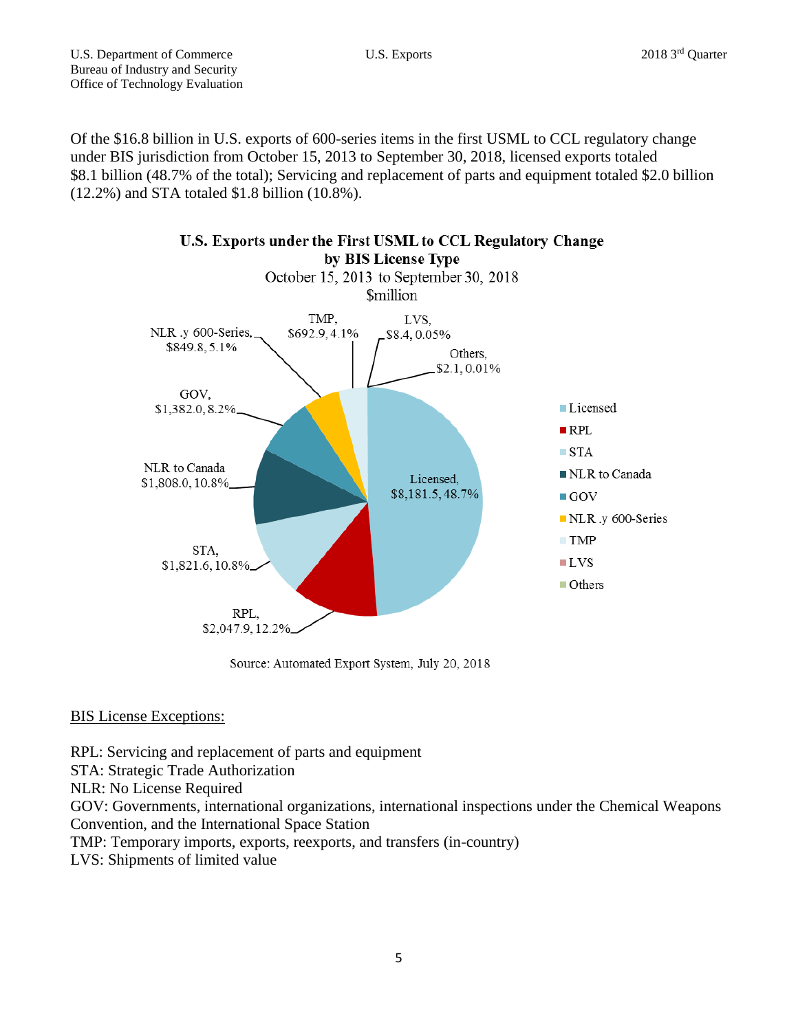Of the $16.8 billion in U.S. exports of 600-series items in the first USML to CCL regulatory change under BIS jurisdiction from October 15, 2013 to September 30, 2018, licensed exports totaled $8.1 billion (48.7% of the total); Servicing and replacement of parts and equipment totaled $2.0 billion (12.2%) and STA totaled $1.8 billion (10.8%).

**U.S. Exports under the First USML to CCL Regulatory Change by BIS License Type**

October 15, 2013 to September 30, 2018

$million

Licensed, $8,181.5, 48.7%

RPL, $2,047.9, 12.2%

STA, $1,821.6, 10.8%

NLR to Canada $1,808.0, 10.8%

GOV, $1,382.0, 8.2%

NLR .y 600-Series, $849.8, 5.1%

TMP, $692.9, 4.1%

LVS, $8.4, 0.05%

Others, $2.1, 0.01%

Licensed
RPL
STA
NLR to Canada
GOV
NLR .y 600-Series
TMP
LVS
Others

Source: Automated Export System, July 20, 2018

BIS License Exceptions:

RPL: Servicing and replacement of parts and equipment
STA: Strategic Trade Authorization
NLR: No License Required
GOV: Governments, international organizations, international inspections under the Chemical Weapons Convention, and the International Space Station
TMP: Temporary imports, exports, reexports, and transfers (in-country)
LVS: Shipments of limited value